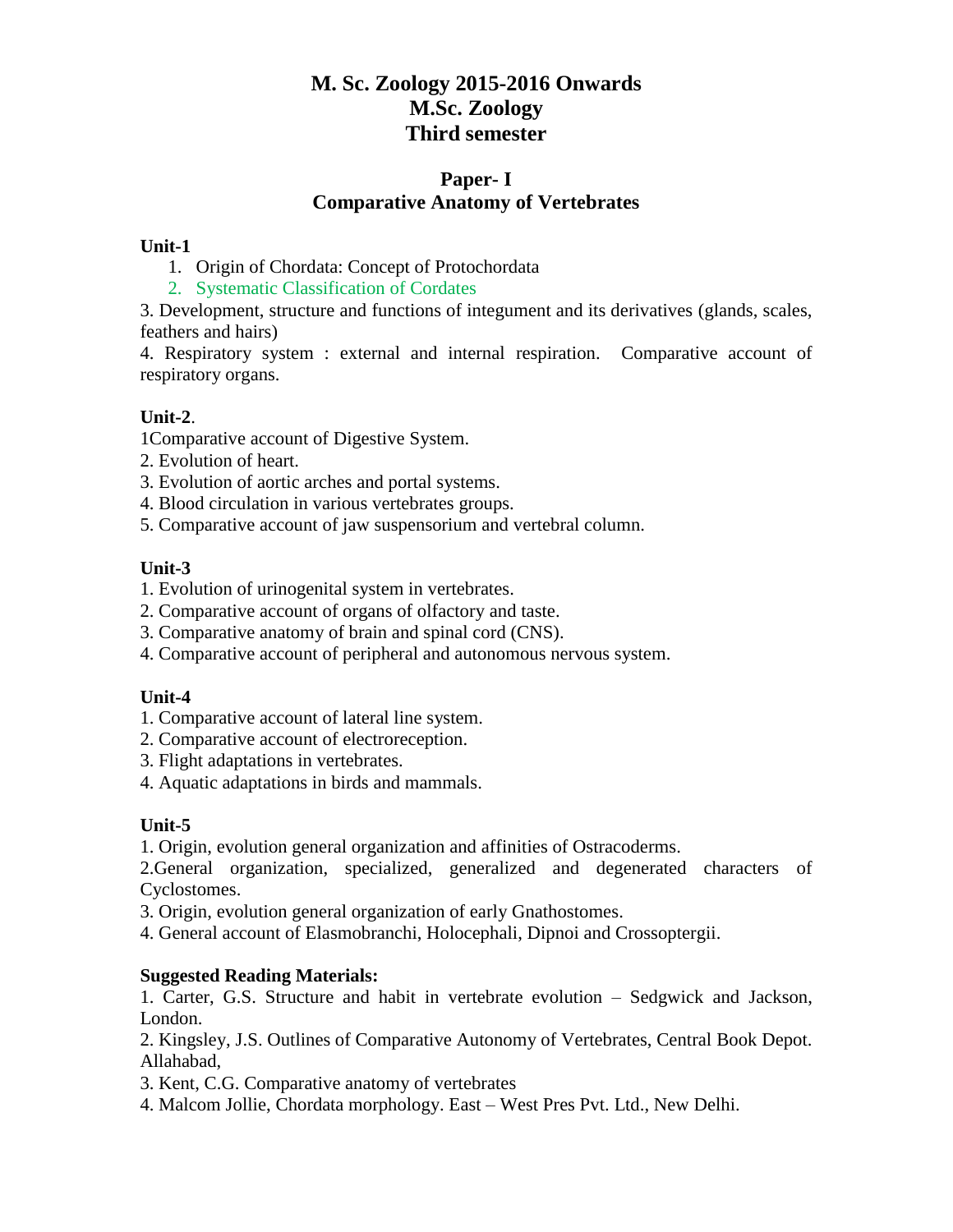# M. Sc. Zoology 2015-2016 Onwards
# M.Sc. Zoology
# Third semester

## Paper- I
## Comparative Anatomy of Vertebrates

**Unit-1**

1. Origin of Chordata: Concept of Protochordata
2. Systematic Classification of Cordates

3. Development, structure and functions of integument and its derivatives (glands, scales, feathers and hairs)

4. Respiratory system : external and internal respiration. Comparative account of respiratory organs.

**Unit-2**.

1Comparative account of Digestive System.

2. Evolution of heart.
3. Evolution of aortic arches and portal systems.
4. Blood circulation in various vertebrates groups.
5. Comparative account of jaw suspensorium and vertebral column.

**Unit-3**

1. Evolution of urinogenital system in vertebrates.
2. Comparative account of organs of olfactory and taste.
3. Comparative anatomy of brain and spinal cord (CNS).
4. Comparative account of peripheral and autonomous nervous system.

**Unit-4**

1. Comparative account of lateral line system.
2. Comparative account of electroreception.
3. Flight adaptations in vertebrates.
4. Aquatic adaptations in birds and mammals.

**Unit-5**

1. Origin, evolution general organization and affinities of Ostracoderms.
2. General organization, specialized, generalized and degenerated characters of Cyclostomes.
3. Origin, evolution general organization of early Gnathostomes.
4. General account of Elasmobranchi, Holocephali, Dipnoi and Crossoptergii.

**Suggested Reading Materials:**

1. Carter, G.S. Structure and habit in vertebrate evolution – Sedgwick and Jackson, London.
2. Kingsley, J.S. Outlines of Comparative Autonomy of Vertebrates, Central Book Depot. Allahabad,
3. Kent, C.G. Comparative anatomy of vertebrates
4. Malcom Jollie, Chordata morphology. East – West Pres Pvt. Ltd., New Delhi.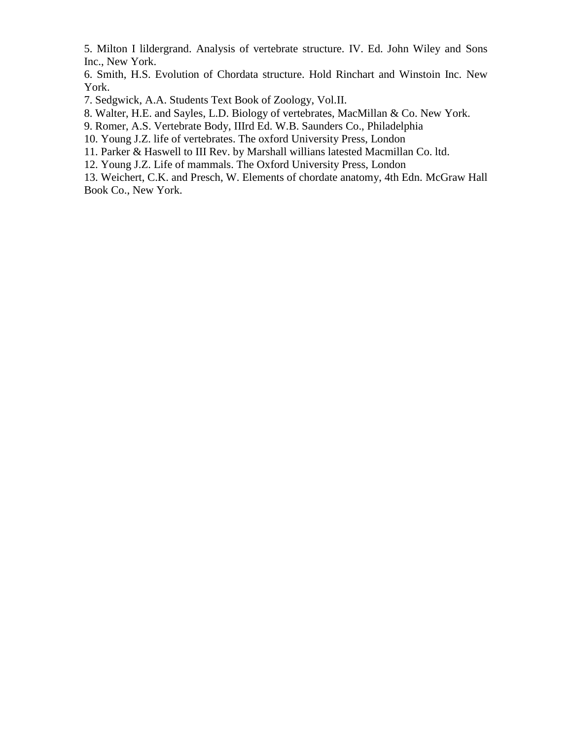5. Milton I lildergrand. Analysis of vertebrate structure. IV. Ed. John Wiley and Sons Inc., New York.
6. Smith, H.S. Evolution of Chordata structure. Hold Rinchart and Winstoin Inc. New York.
7. Sedgwick, A.A. Students Text Book of Zoology, Vol.II.
8. Walter, H.E. and Sayles, L.D. Biology of vertebrates, MacMillan & Co. New York.
9. Romer, A.S. Vertebrate Body, IIIrd Ed. W.B. Saunders Co., Philadelphia
10. Young J.Z. life of vertebrates. The oxford University Press, London
11. Parker & Haswell to III Rev. by Marshall willians latested Macmillan Co. ltd.
12. Young J.Z. Life of mammals. The Oxford University Press, London
13. Weichert, C.K. and Presch, W. Elements of chordate anatomy, 4th Edn. McGraw Hall Book Co., New York.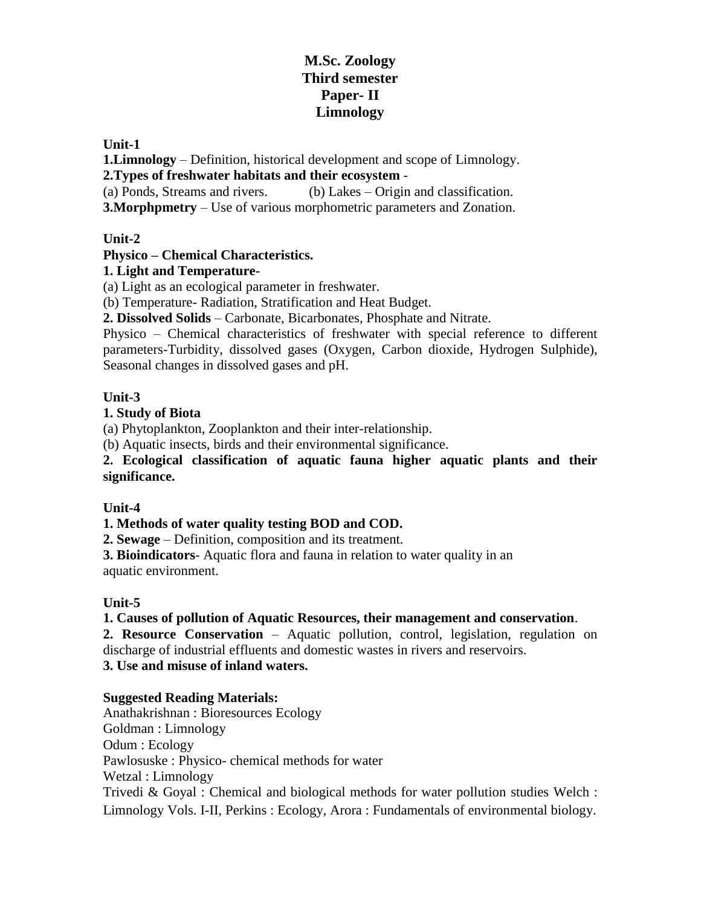# M.Sc. Zoology
## Third semester
## Paper- II
## Limnology

**Unit-1**

**1.Limnology** – Definition, historical development and scope of Limnology.

**2.Types of freshwater habitats and their ecosystem** -

(a) Ponds, Streams and rivers. (b) Lakes – Origin and classification.

**3.Morphpmetry** – Use of various morphometric parameters and Zonation.

**Unit-2**

**Physico – Chemical Characteristics.**

**1. Light and Temperature-**

(a) Light as an ecological parameter in freshwater.

(b) Temperature- Radiation, Stratification and Heat Budget.

**2. Dissolved Solids** – Carbonate, Bicarbonates, Phosphate and Nitrate.

Physico – Chemical characteristics of freshwater with special reference to different parameters-Turbidity, dissolved gases (Oxygen, Carbon dioxide, Hydrogen Sulphide), Seasonal changes in dissolved gases and pH.

**Unit-3**

**1. Study of Biota**

(a) Phytoplankton, Zooplankton and their inter-relationship.

(b) Aquatic insects, birds and their environmental significance.

**2. Ecological classification of aquatic fauna higher aquatic plants and their significance.**

**Unit-4**

**1. Methods of water quality testing BOD and COD.**

**2. Sewage** – Definition, composition and its treatment.

**3. Bioindicators**- Aquatic flora and fauna in relation to water quality in an aquatic environment.

**Unit-5**

**1. Causes of pollution of Aquatic Resources, their management and conservation**.

**2. Resource Conservation** – Aquatic pollution, control, legislation, regulation on discharge of industrial effluents and domestic wastes in rivers and reservoirs.

**3. Use and misuse of inland waters.**

**Suggested Reading Materials:**

Anathakrishnan : Bioresources Ecology

Goldman : Limnology

Odum : Ecology

Pawlosuske : Physico- chemical methods for water

Wetzal : Limnology

Trivedi & Goyal : Chemical and biological methods for water pollution studies Welch : Limnology Vols. I-II, Perkins : Ecology, Arora : Fundamentals of environmental biology.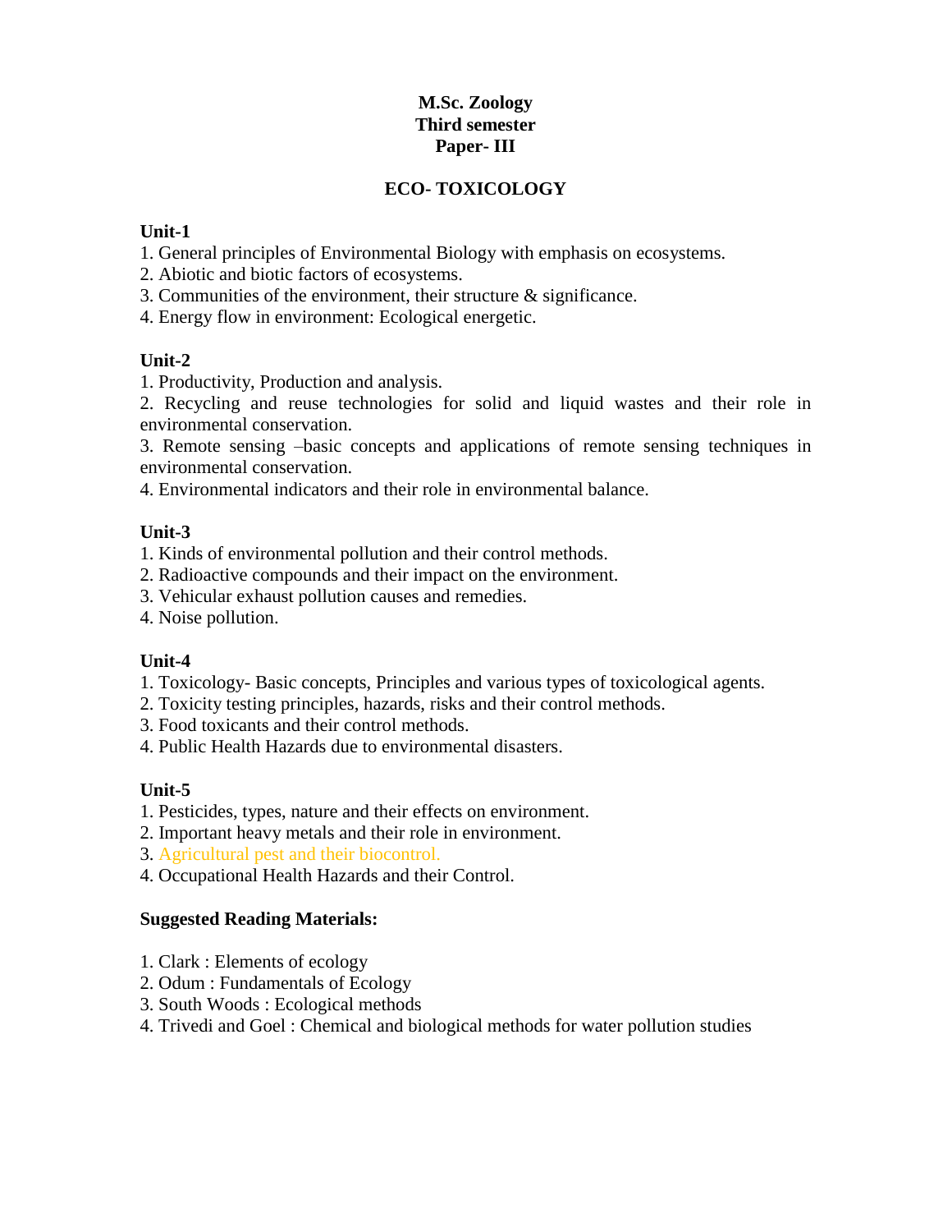**M.Sc. Zoology**
**Third semester**
**Paper- III**

## ECO- TOXICOLOGY

**Unit-1**

1. General principles of Environmental Biology with emphasis on ecosystems.
2. Abiotic and biotic factors of ecosystems.
3. Communities of the environment, their structure & significance.
4. Energy flow in environment: Ecological energetic.

**Unit-2**

1. Productivity, Production and analysis.
2. Recycling and reuse technologies for solid and liquid wastes and their role in environmental conservation.
3. Remote sensing –basic concepts and applications of remote sensing techniques in environmental conservation.
4. Environmental indicators and their role in environmental balance.

**Unit-3**

1. Kinds of environmental pollution and their control methods.
2. Radioactive compounds and their impact on the environment.
3. Vehicular exhaust pollution causes and remedies.
4. Noise pollution.

**Unit-4**

1. Toxicology- Basic concepts, Principles and various types of toxicological agents.
2. Toxicity testing principles, hazards, risks and their control methods.
3. Food toxicants and their control methods.
4. Public Health Hazards due to environmental disasters.

**Unit-5**

1. Pesticides, types, nature and their effects on environment.
2. Important heavy metals and their role in environment.
3. Agricultural pest and their biocontrol.
4. Occupational Health Hazards and their Control.

**Suggested Reading Materials:**

1. Clark : Elements of ecology
2. Odum : Fundamentals of Ecology
3. South Woods : Ecological methods
4. Trivedi and Goel : Chemical and biological methods for water pollution studies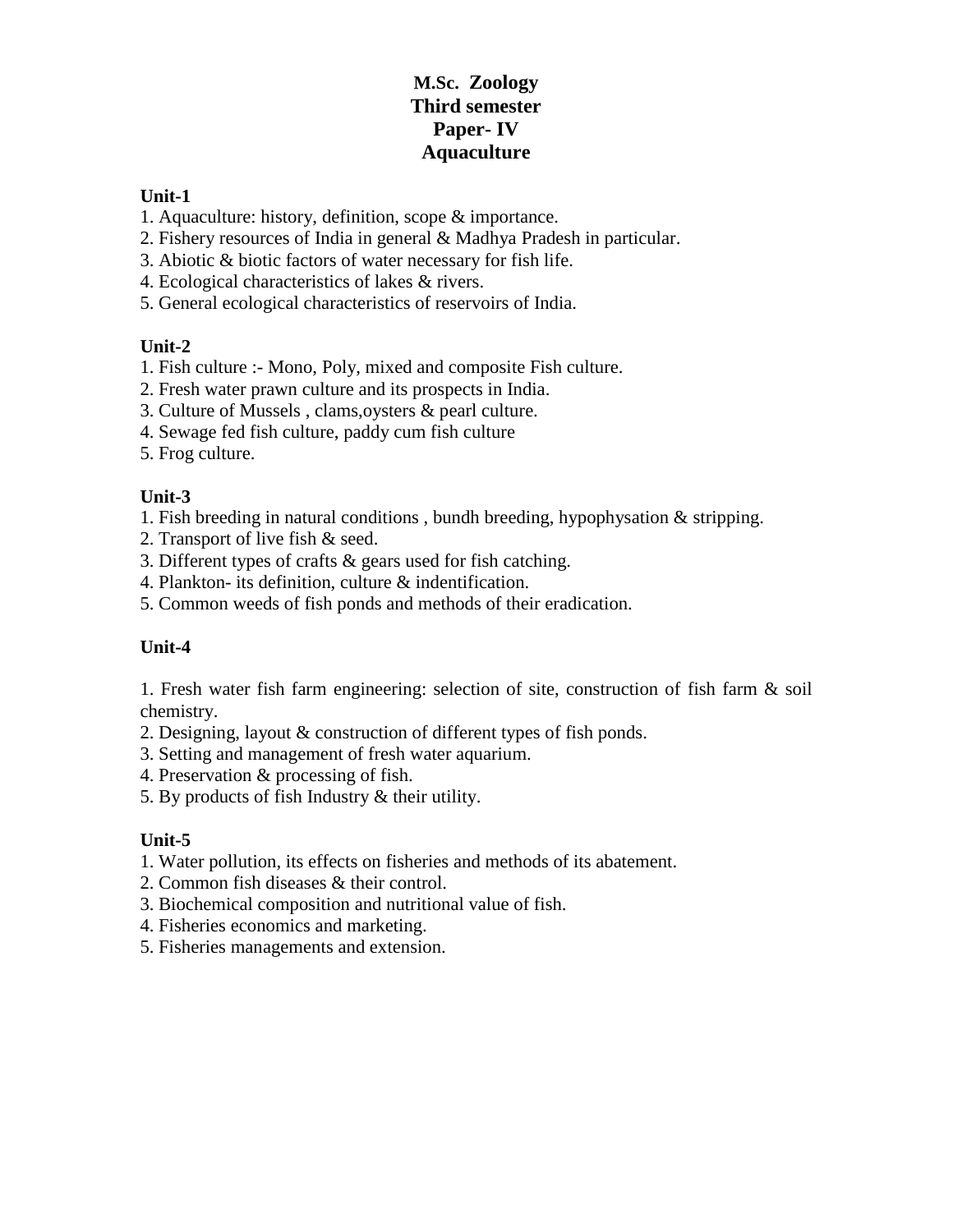# M.Sc. Zoology
# Third semester
# Paper- IV
# Aquaculture

**Unit-1**

1. Aquaculture: history, definition, scope & importance.
2. Fishery resources of India in general & Madhya Pradesh in particular.
3. Abiotic & biotic factors of water necessary for fish life.
4. Ecological characteristics of lakes & rivers.
5. General ecological characteristics of reservoirs of India.

**Unit-2**

1. Fish culture :- Mono, Poly, mixed and composite Fish culture.
2. Fresh water prawn culture and its prospects in India.
3. Culture of Mussels , clams,oysters & pearl culture.
4. Sewage fed fish culture, paddy cum fish culture
5. Frog culture.

**Unit-3**

1. Fish breeding in natural conditions , bundh breeding, hypophysation & stripping.
2. Transport of live fish & seed.
3. Different types of crafts & gears used for fish catching.
4. Plankton- its definition, culture & indentification.
5. Common weeds of fish ponds and methods of their eradication.

**Unit-4**

1. Fresh water fish farm engineering: selection of site, construction of fish farm & soil chemistry.
2. Designing, layout & construction of different types of fish ponds.
3. Setting and management of fresh water aquarium.
4. Preservation & processing of fish.
5. By products of fish Industry & their utility.

**Unit-5**

1. Water pollution, its effects on fisheries and methods of its abatement.
2. Common fish diseases & their control.
3. Biochemical composition and nutritional value of fish.
4. Fisheries economics and marketing.
5. Fisheries managements and extension.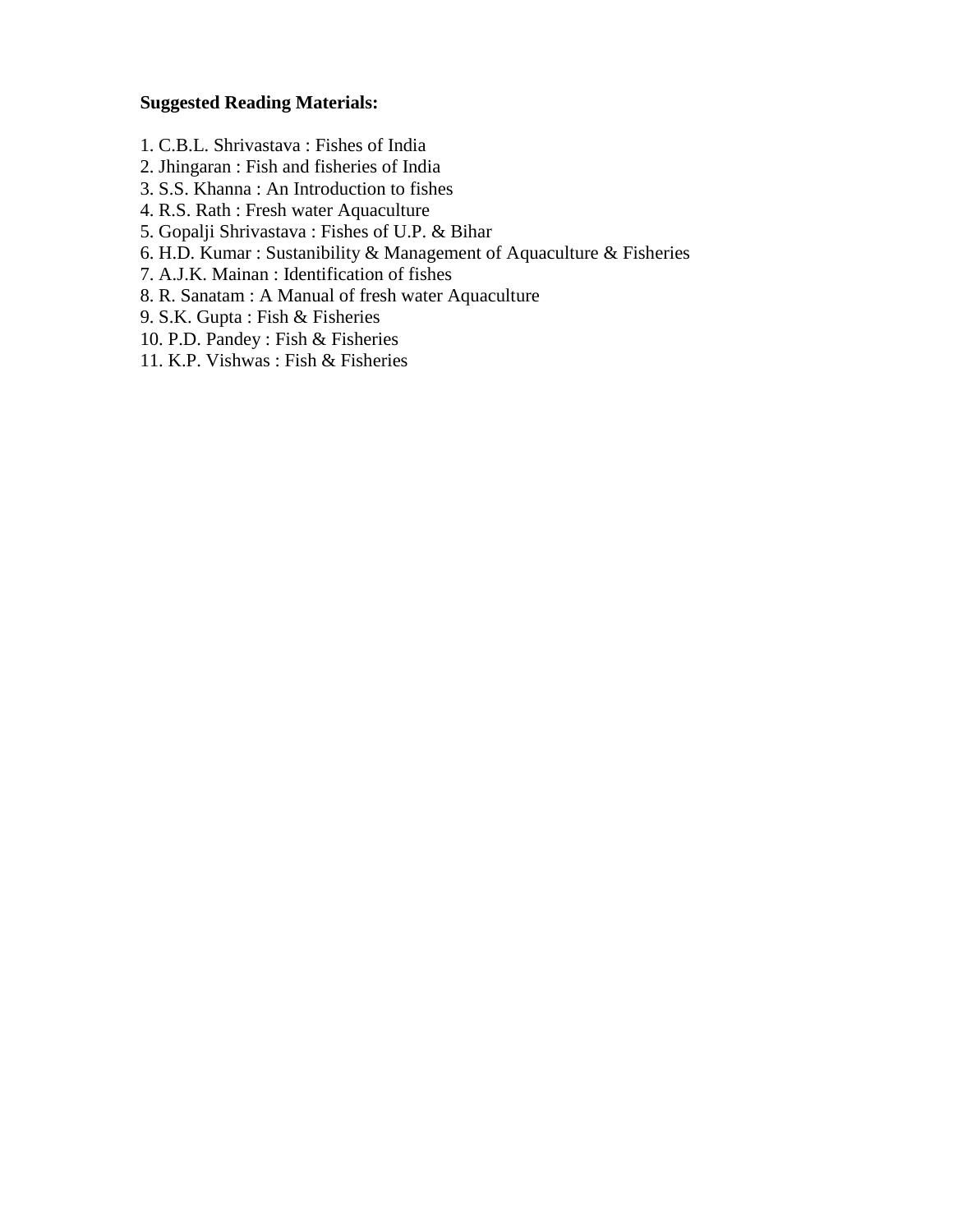**Suggested Reading Materials:**

1. C.B.L. Shrivastava : Fishes of India
2. Jhingaran : Fish and fisheries of India
3. S.S. Khanna : An Introduction to fishes
4. R.S. Rath : Fresh water Aquaculture
5. Gopalji Shrivastava : Fishes of U.P. & Bihar
6. H.D. Kumar : Sustanibility & Management of Aquaculture & Fisheries
7. A.J.K. Mainan : Identification of fishes
8. R. Sanatam : A Manual of fresh water Aquaculture
9. S.K. Gupta : Fish & Fisheries
10. P.D. Pandey : Fish & Fisheries
11. K.P. Vishwas : Fish & Fisheries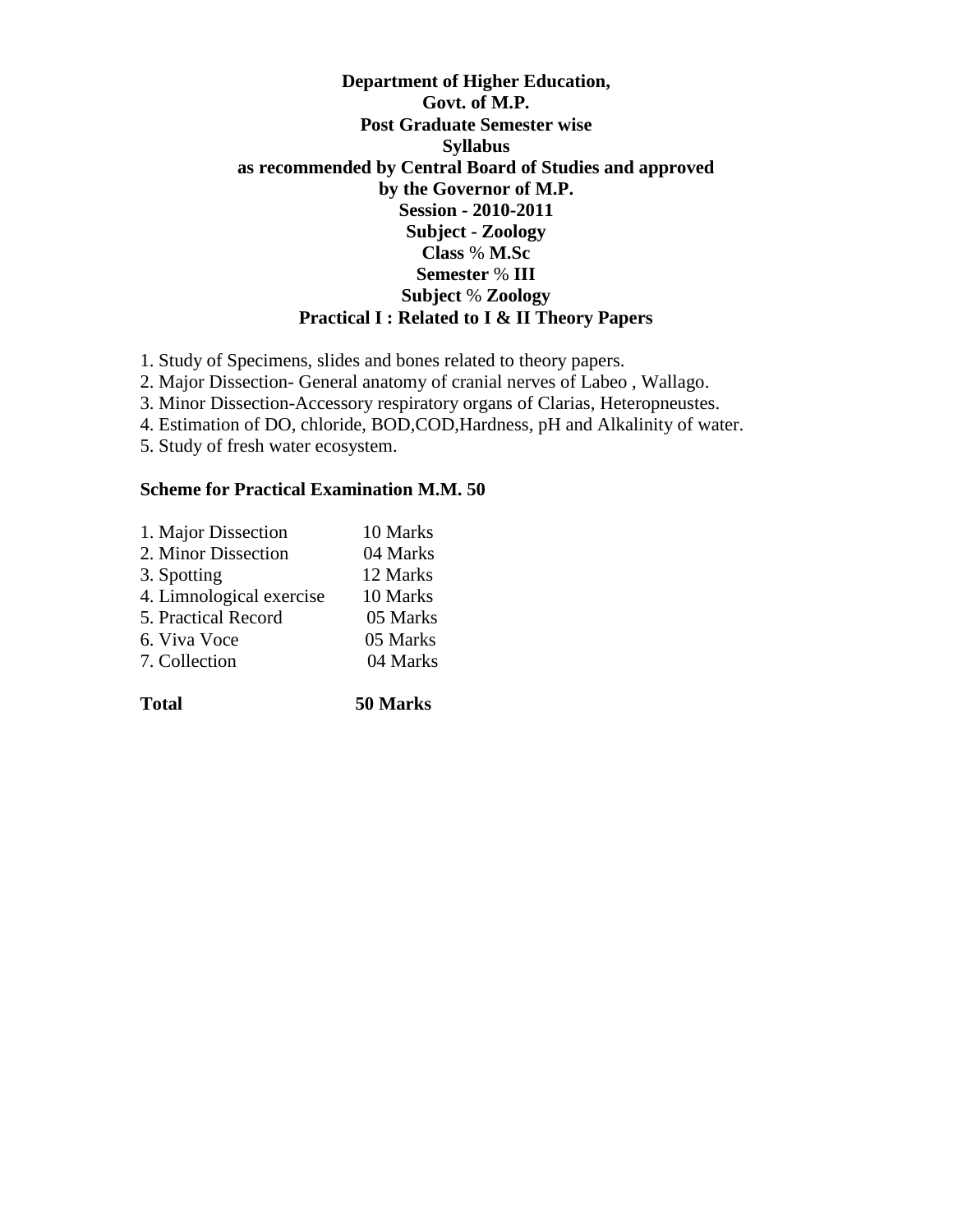**Department of Higher Education,**
**Govt. of M.P.**
**Post Graduate Semester wise**
**Syllabus**
**as recommended by Central Board of Studies and approved**
**by the Governor of M.P.**
**Session - 2010-2011**
**Subject - Zoology**
**Class** % **M.Sc**
**Semester** % **III**
**Subject** % **Zoology**

**Practical I : Related to I & II Theory Papers**

1. Study of Specimens, slides and bones related to theory papers.
2. Major Dissection- General anatomy of cranial nerves of Labeo , Wallago.
3. Minor Dissection-Accessory respiratory organs of Clarias, Heteropneustes.
4. Estimation of DO, chloride, BOD,COD,Hardness, pH and Alkalinity of water.
5. Study of fresh water ecosystem.

**Scheme for Practical Examination M.M. 50**

| | |
|---|---|
| 1. Major Dissection | 10 Marks |
| 2. Minor Dissection | 04 Marks |
| 3. Spotting | 12 Marks |
| 4. Limnological exercise | 10 Marks |
| 5. Practical Record | 05 Marks |
| 6. Viva Voce | 05 Marks |
| 7. Collection | 04 Marks |
| **Total** | **50 Marks** |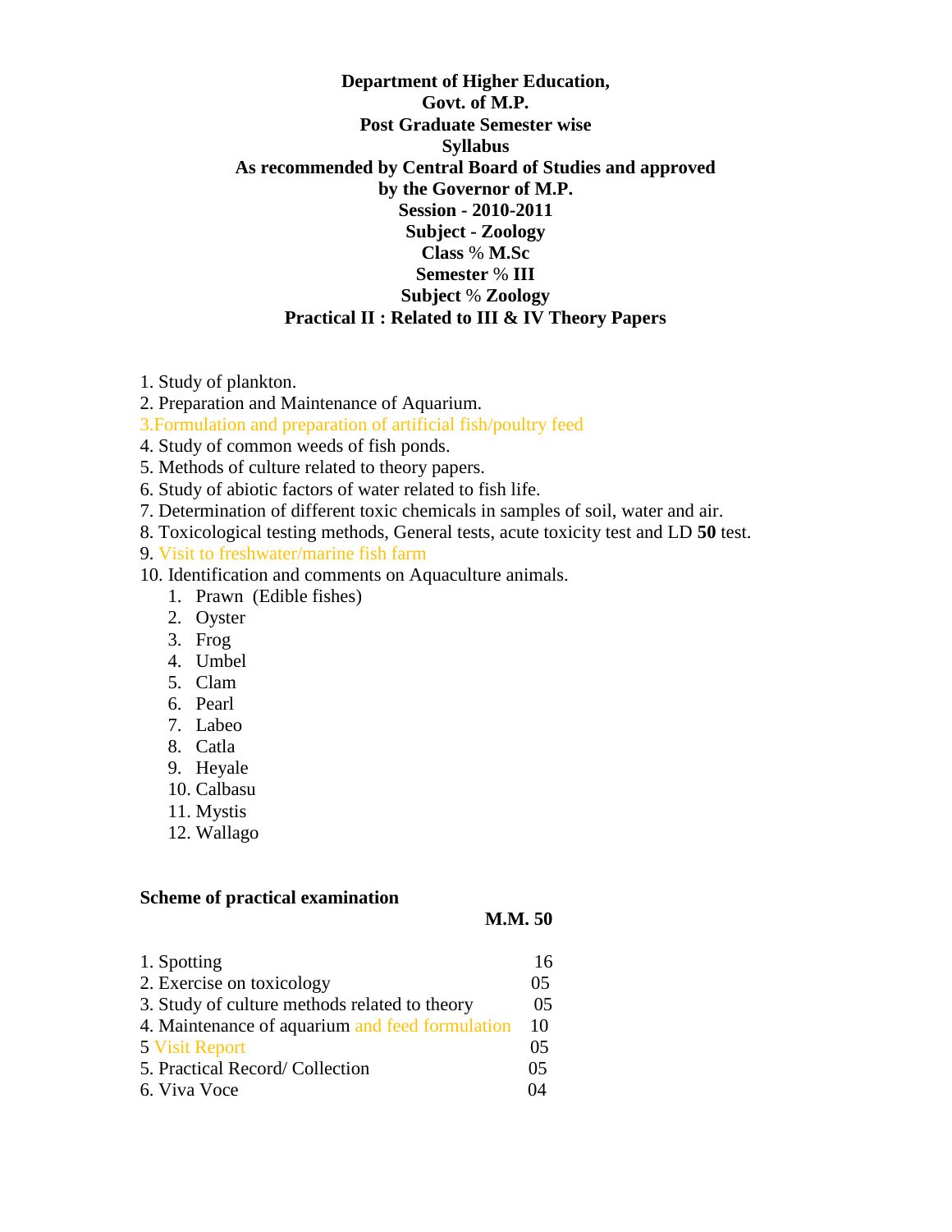**Department of Higher Education,**
**Govt. of M.P.**
**Post Graduate Semester wise**
**Syllabus**
**As recommended by Central Board of Studies and approved**
**by the Governor of M.P.**
**Session - 2010-2011**
**Subject - Zoology**
**Class** % **M.Sc**
**Semester** % **III**
**Subject** % **Zoology**
**Practical II : Related to III & IV Theory Papers**

1. Study of plankton.
2. Preparation and Maintenance of Aquarium.
3. Formulation and preparation of artificial fish/poultry feed
4. Study of common weeds of fish ponds.
5. Methods of culture related to theory papers.
6. Study of abiotic factors of water related to fish life.
7. Determination of different toxic chemicals in samples of soil, water and air.
8. Toxicological testing methods, General tests, acute toxicity test and LD **50** test.
9. Visit to freshwater/marine fish farm
10. Identification and comments on Aquaculture animals.
    1. Prawn (Edible fishes)
    2. Oyster
    3. Frog
    4. Umbel
    5. Clam
    6. Pearl
    7. Labeo
    8. Catla
    9. Heyale
    10. Calbasu
    11. Mystis
    12. Wallago

**Scheme of practical examination**

**M.M. 50**

| | |
|---|---|
| 1. Spotting | 16 |
| 2. Exercise on toxicology | 05 |
| 3. Study of culture methods related to theory | 05 |
| 4. Maintenance of aquarium and feed formulation | 10 |
| 5 Visit Report | 05 |
| 5. Practical Record/ Collection | 05 |
| 6. Viva Voce | 04 |